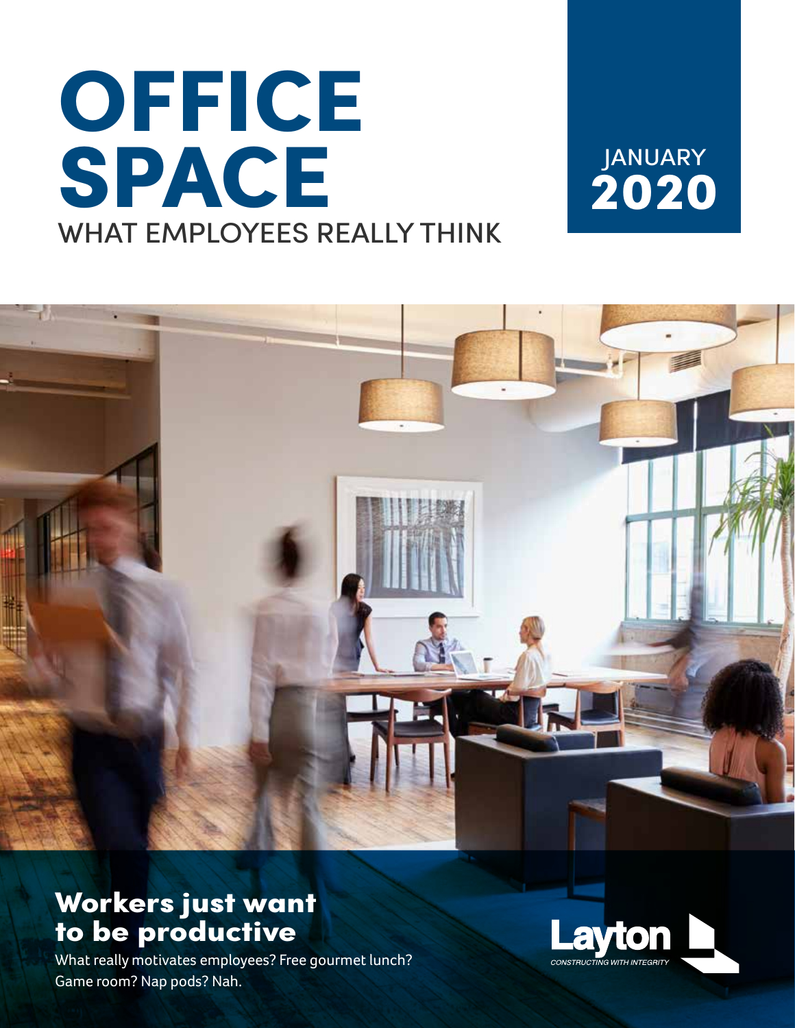# OFFICE SPACE

WHAT EMPLOYEES REALLY THINK

JANUARY **2020**

## Workers just want to be productive

What really motivates employees? Free gourmet lunch? Game room? Nap pods? Nah.

Layton
CONSTRUCTING WITH INTEGRITY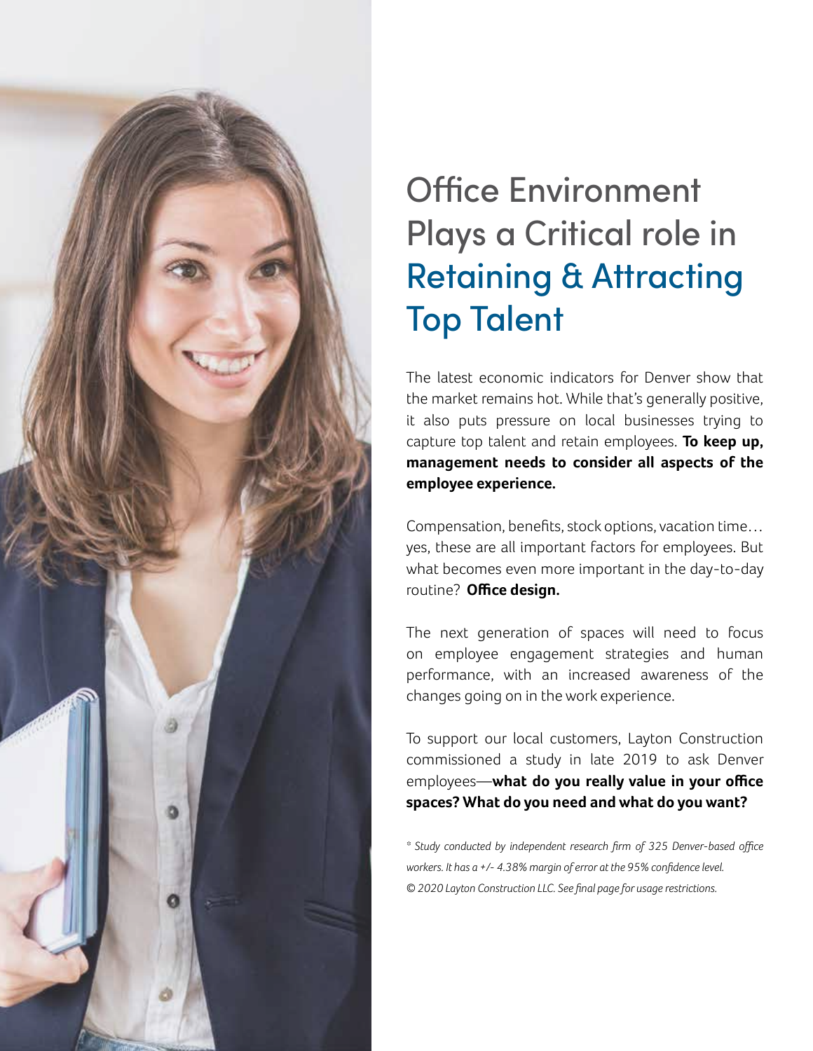# Office Environment Plays a Critical role in Retaining & Attracting Top Talent

The latest economic indicators for Denver show that the market remains hot. While that's generally positive, it also puts pressure on local businesses trying to capture top talent and retain employees. **To keep up, management needs to consider all aspects of the employee experience.**

Compensation, benefits, stock options, vacation time… yes, these are all important factors for employees. But what becomes even more important in the day-to-day routine? **Office design.**

The next generation of spaces will need to focus on employee engagement strategies and human performance, with an increased awareness of the changes going on in the work experience.

To support our local customers, Layton Construction commissioned a study in late 2019 to ask Denver employees—**what do you really value in your office spaces? What do you need and what do you want?**

*\* Study conducted by independent research firm of 325 Denver-based office workers. It has a +/- 4.38% margin of error at the 95% confidence level.*
*© 2020 Layton Construction LLC. See final page for usage restrictions.*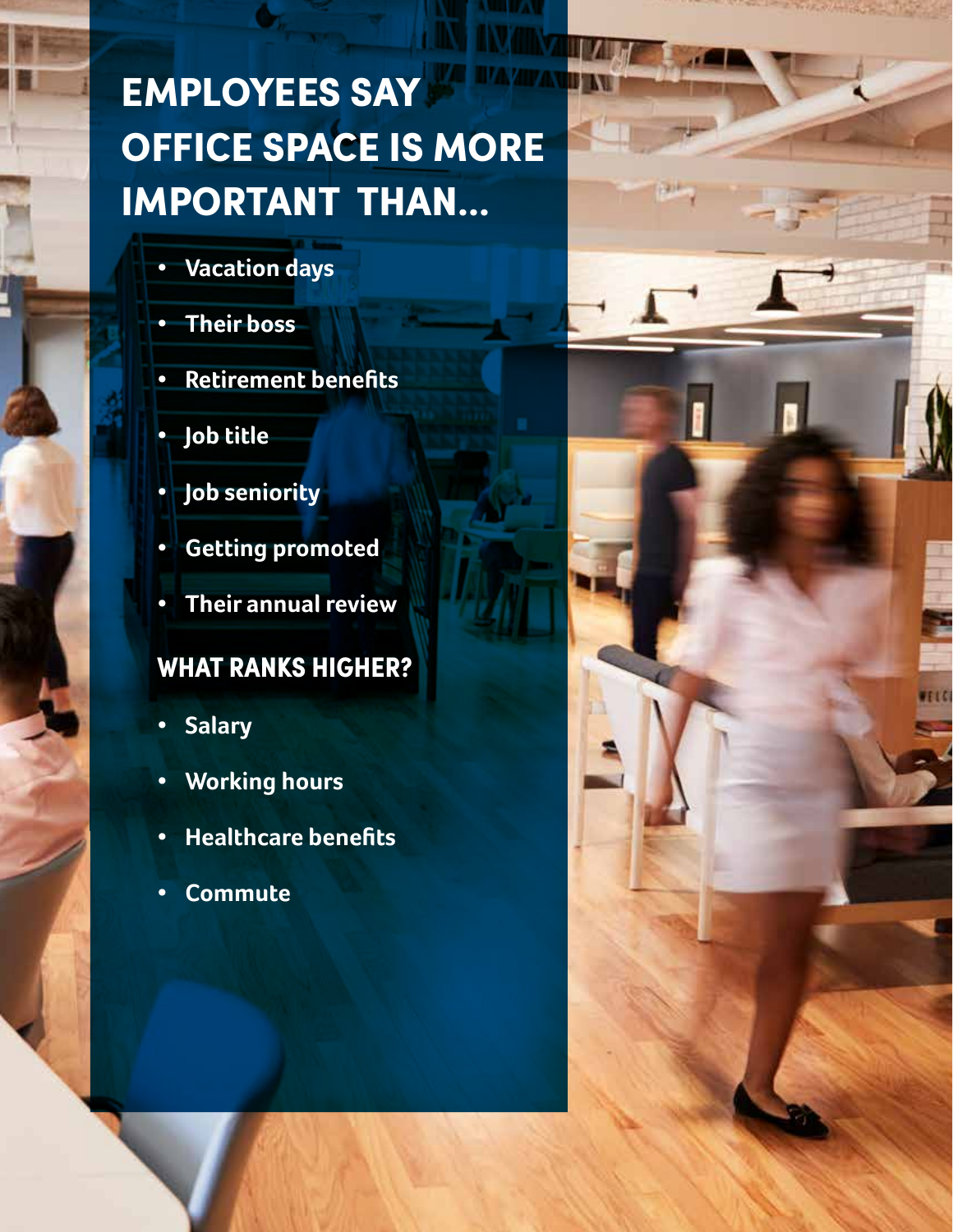# EMPLOYEES SAY OFFICE SPACE IS MORE IMPORTANT THAN...

- **Vacation days**
- **Their boss**
- **Retirement benefits**
- **Job title**
- **Job seniority**
- **Getting promoted**
- **Their annual review**

## WHAT RANKS HIGHER?

- **Salary**
- **Working hours**
- **Healthcare benefits**
- **Commute**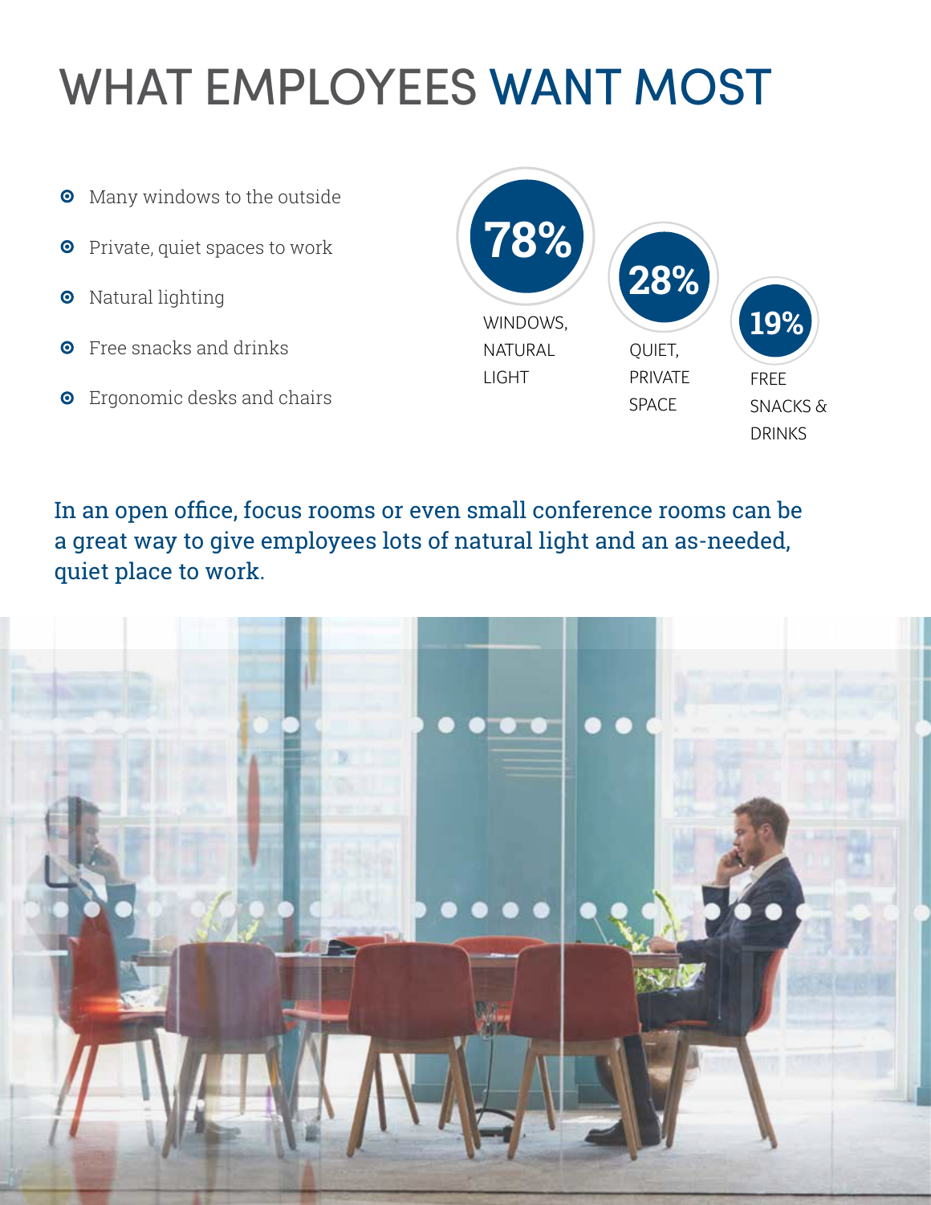# WHAT EMPLOYEES WANT MOST

- Many windows to the outside
- Private, quiet spaces to work
- Natural lighting
- Free snacks and drinks
- Ergonomic desks and chairs

**78%** WINDOWS, NATURAL LIGHT

**28%** QUIET, PRIVATE SPACE

**19%** FREE SNACKS & DRINKS

In an open office, focus rooms or even small conference rooms can be a great way to give employees lots of natural light and an as-needed, quiet place to work.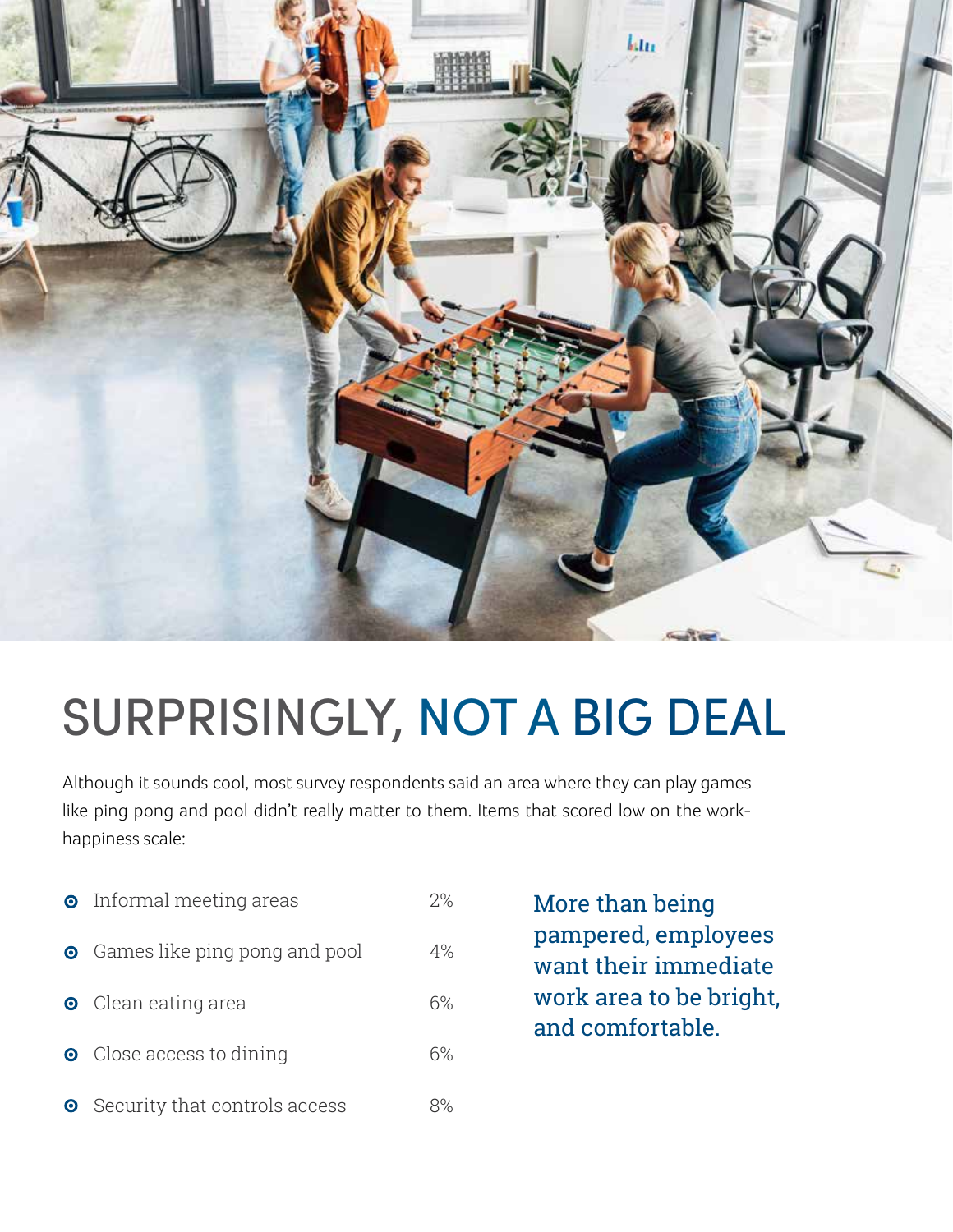# SURPRISINGLY, NOT A BIG DEAL

Although it sounds cool, most survey respondents said an area where they can play games like ping pong and pool didn't really matter to them. Items that scored low on the work-happiness scale:

| Item | % |
| --- | --- |
| Informal meeting areas | 2% |
| Games like ping pong and pool | 4% |
| Clean eating area | 6% |
| Close access to dining | 6% |
| Security that controls access | 8% |

More than being pampered, employees want their immediate work area to be bright, and comfortable.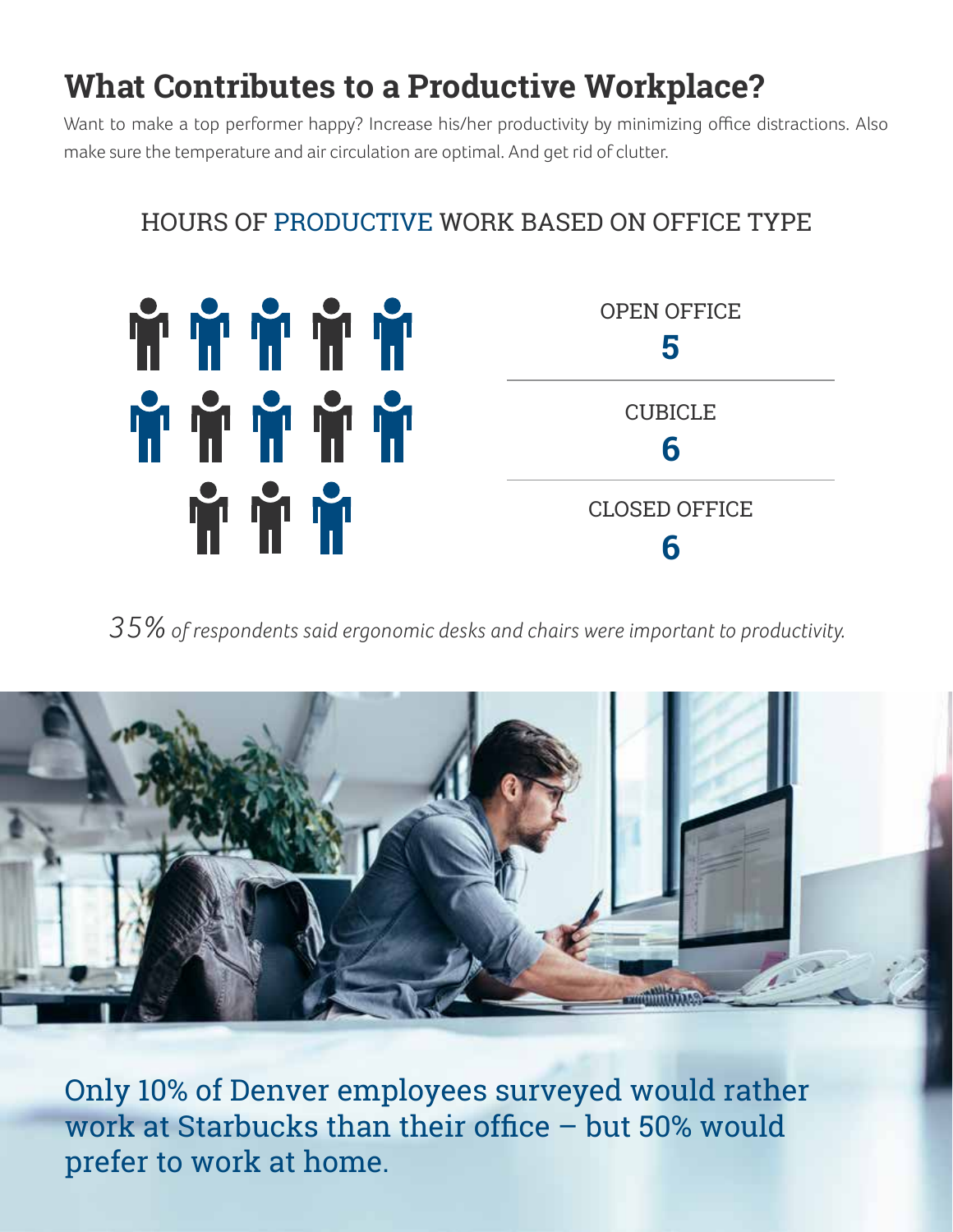# What Contributes to a Productive Workplace?

Want to make a top performer happy? Increase his/her productivity by minimizing office distractions. Also make sure the temperature and air circulation are optimal. And get rid of clutter.

## HOURS OF PRODUCTIVE WORK BASED ON OFFICE TYPE

| Office Type | Hours |
| --- | --- |
| OPEN OFFICE | **5** |
| CUBICLE | **6** |
| CLOSED OFFICE | **6** |

*35% of respondents said ergonomic desks and chairs were important to productivity.*

Only 10% of Denver employees surveyed would rather work at Starbucks than their office – but 50% would prefer to work at home.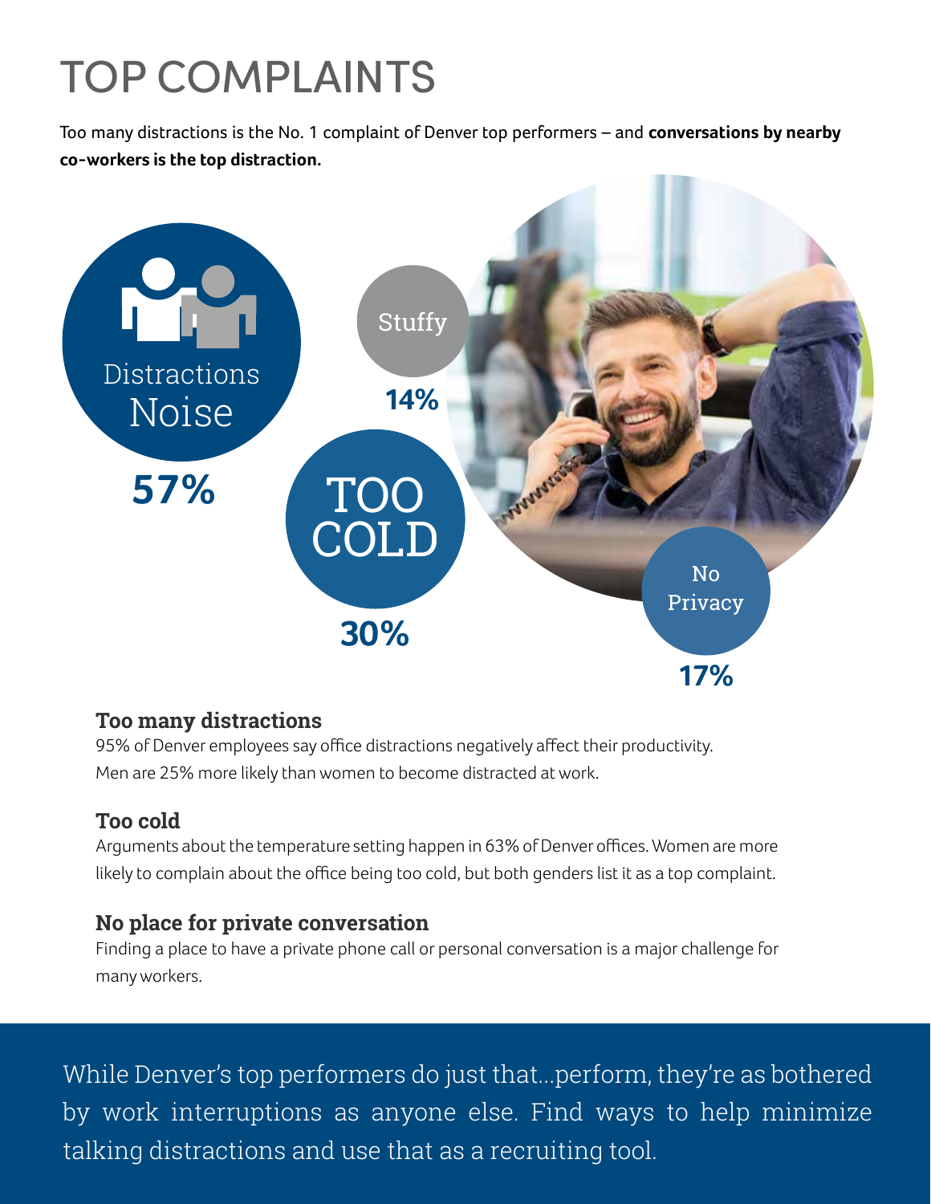# TOP COMPLAINTS

Too many distractions is the No. 1 complaint of Denver top performers – and **conversations by nearby co-workers is the top distraction.**

Distractions Noise

57%

Stuffy

14%

TOO COLD

30%

No Privacy

17%

### Too many distractions

95% of Denver employees say office distractions negatively affect their productivity. Men are 25% more likely than women to become distracted at work.

### Too cold

Arguments about the temperature setting happen in 63% of Denver offices. Women are more likely to complain about the office being too cold, but both genders list it as a top complaint.

### No place for private conversation

Finding a place to have a private phone call or personal conversation is a major challenge for many workers.

While Denver's top performers do just that...perform, they're as bothered by work interruptions as anyone else. Find ways to help minimize talking distractions and use that as a recruiting tool.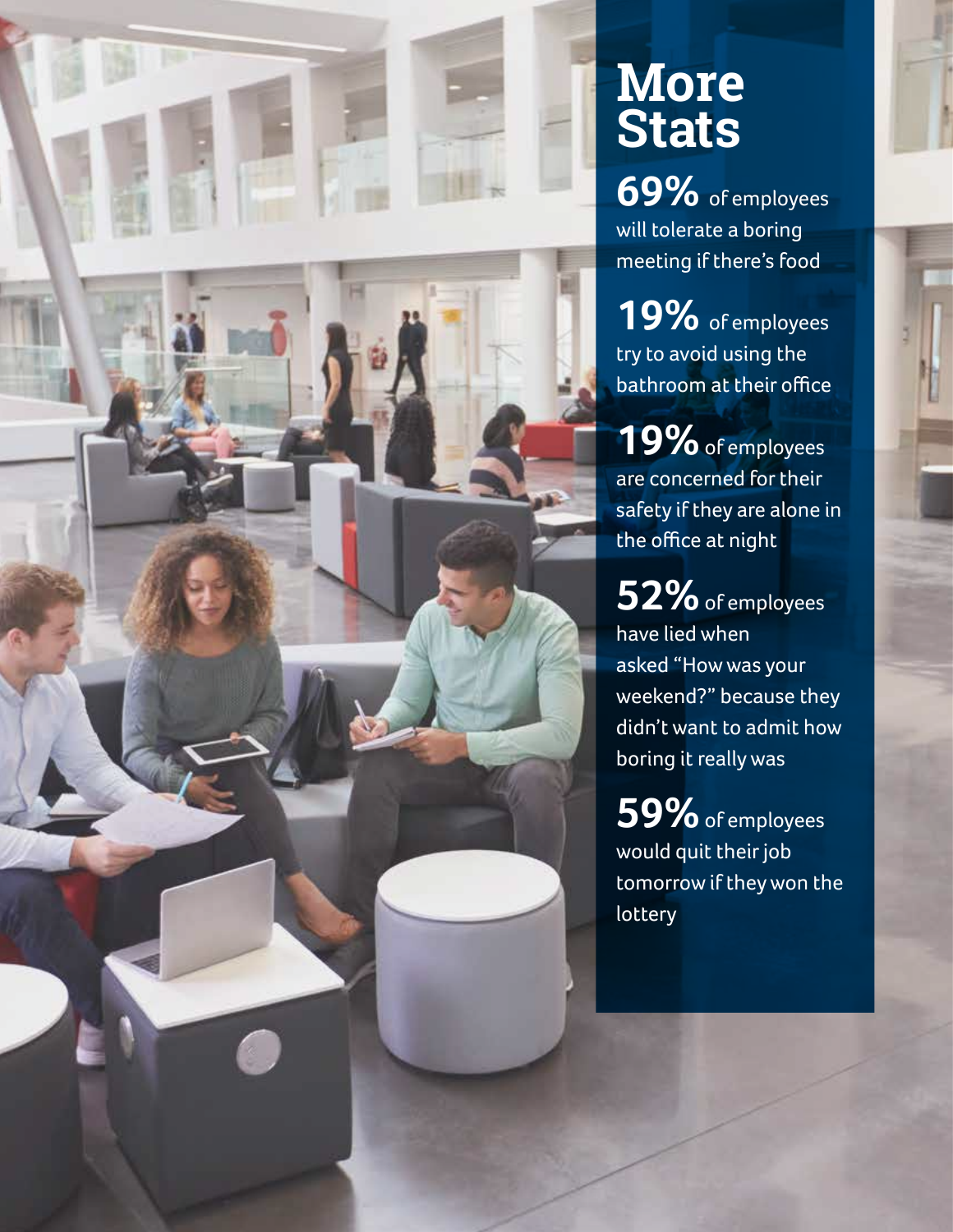# More Stats

**69%** of employees will tolerate a boring meeting if there's food

**19%** of employees try to avoid using the bathroom at their office

**19%** of employees are concerned for their safety if they are alone in the office at night

**52%** of employees have lied when asked "How was your weekend?" because they didn't want to admit how boring it really was

**59%** of employees would quit their job tomorrow if they won the lottery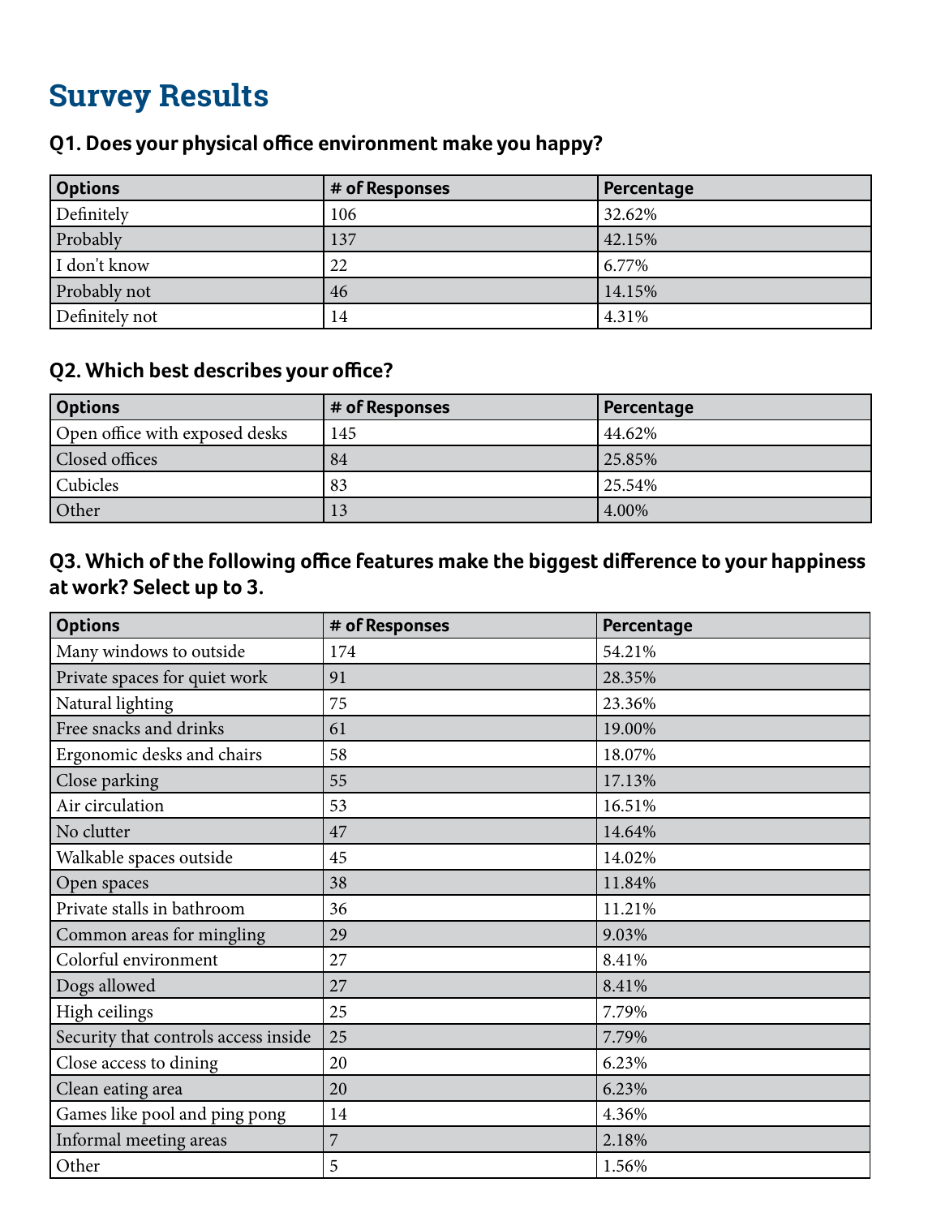# Survey Results

### Q1. Does your physical office environment make you happy?

| Options | # of Responses | Percentage |
|---|---|---|
| Definitely | 106 | 32.62% |
| Probably | 137 | 42.15% |
| I don't know | 22 | 6.77% |
| Probably not | 46 | 14.15% |
| Definitely not | 14 | 4.31% |

### Q2. Which best describes your office?

| Options | # of Responses | Percentage |
|---|---|---|
| Open office with exposed desks | 145 | 44.62% |
| Closed offices | 84 | 25.85% |
| Cubicles | 83 | 25.54% |
| Other | 13 | 4.00% |

### Q3. Which of the following office features make the biggest difference to your happiness at work? Select up to 3.

| Options | # of Responses | Percentage |
|---|---|---|
| Many windows to outside | 174 | 54.21% |
| Private spaces for quiet work | 91 | 28.35% |
| Natural lighting | 75 | 23.36% |
| Free snacks and drinks | 61 | 19.00% |
| Ergonomic desks and chairs | 58 | 18.07% |
| Close parking | 55 | 17.13% |
| Air circulation | 53 | 16.51% |
| No clutter | 47 | 14.64% |
| Walkable spaces outside | 45 | 14.02% |
| Open spaces | 38 | 11.84% |
| Private stalls in bathroom | 36 | 11.21% |
| Common areas for mingling | 29 | 9.03% |
| Colorful environment | 27 | 8.41% |
| Dogs allowed | 27 | 8.41% |
| High ceilings | 25 | 7.79% |
| Security that controls access inside | 25 | 7.79% |
| Close access to dining | 20 | 6.23% |
| Clean eating area | 20 | 6.23% |
| Games like pool and ping pong | 14 | 4.36% |
| Informal meeting areas | 7 | 2.18% |
| Other | 5 | 1.56% |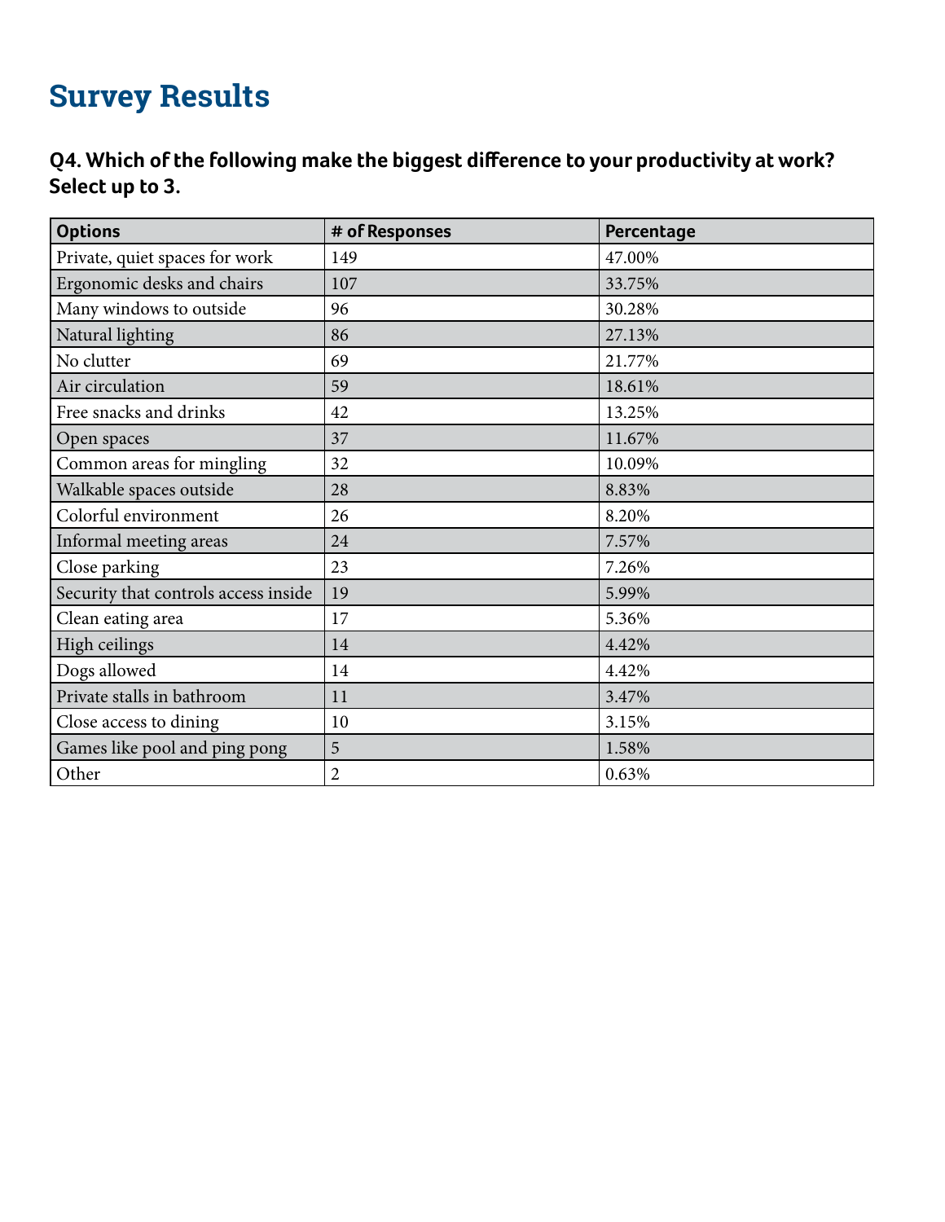# Survey Results

### Q4. Which of the following make the biggest difference to your productivity at work? Select up to 3.

| Options | # of Responses | Percentage |
|---|---|---|
| Private, quiet spaces for work | 149 | 47.00% |
| Ergonomic desks and chairs | 107 | 33.75% |
| Many windows to outside | 96 | 30.28% |
| Natural lighting | 86 | 27.13% |
| No clutter | 69 | 21.77% |
| Air circulation | 59 | 18.61% |
| Free snacks and drinks | 42 | 13.25% |
| Open spaces | 37 | 11.67% |
| Common areas for mingling | 32 | 10.09% |
| Walkable spaces outside | 28 | 8.83% |
| Colorful environment | 26 | 8.20% |
| Informal meeting areas | 24 | 7.57% |
| Close parking | 23 | 7.26% |
| Security that controls access inside | 19 | 5.99% |
| Clean eating area | 17 | 5.36% |
| High ceilings | 14 | 4.42% |
| Dogs allowed | 14 | 4.42% |
| Private stalls in bathroom | 11 | 3.47% |
| Close access to dining | 10 | 3.15% |
| Games like pool and ping pong | 5 | 1.58% |
| Other | 2 | 0.63% |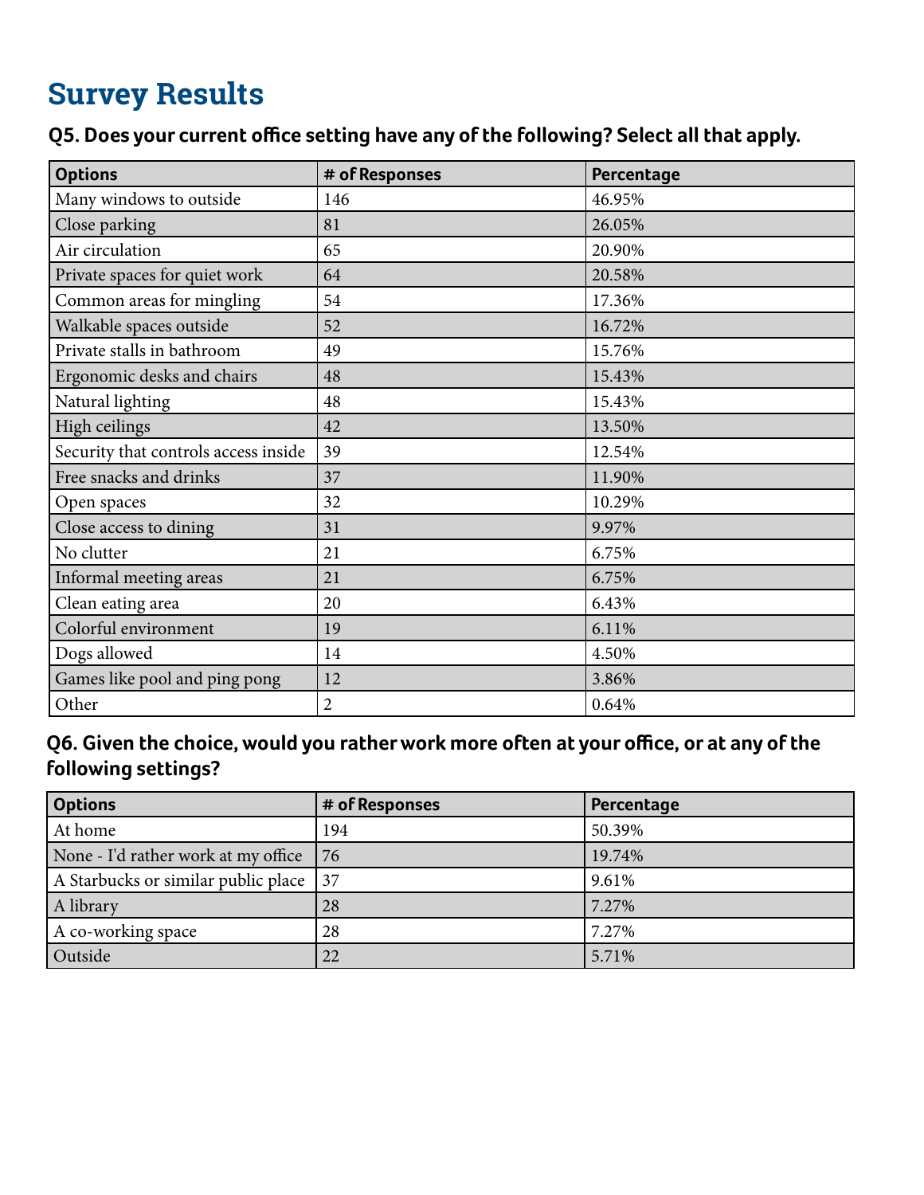# Survey Results

### Q5. Does your current office setting have any of the following? Select all that apply.

| Options | # of Responses | Percentage |
|---|---|---|
| Many windows to outside | 146 | 46.95% |
| Close parking | 81 | 26.05% |
| Air circulation | 65 | 20.90% |
| Private spaces for quiet work | 64 | 20.58% |
| Common areas for mingling | 54 | 17.36% |
| Walkable spaces outside | 52 | 16.72% |
| Private stalls in bathroom | 49 | 15.76% |
| Ergonomic desks and chairs | 48 | 15.43% |
| Natural lighting | 48 | 15.43% |
| High ceilings | 42 | 13.50% |
| Security that controls access inside | 39 | 12.54% |
| Free snacks and drinks | 37 | 11.90% |
| Open spaces | 32 | 10.29% |
| Close access to dining | 31 | 9.97% |
| No clutter | 21 | 6.75% |
| Informal meeting areas | 21 | 6.75% |
| Clean eating area | 20 | 6.43% |
| Colorful environment | 19 | 6.11% |
| Dogs allowed | 14 | 4.50% |
| Games like pool and ping pong | 12 | 3.86% |
| Other | 2 | 0.64% |

### Q6. Given the choice, would you rather work more often at your office, or at any of the following settings?

| Options | # of Responses | Percentage |
|---|---|---|
| At home | 194 | 50.39% |
| None - I'd rather work at my office | 76 | 19.74% |
| A Starbucks or similar public place | 37 | 9.61% |
| A library | 28 | 7.27% |
| A co-working space | 28 | 7.27% |
| Outside | 22 | 5.71% |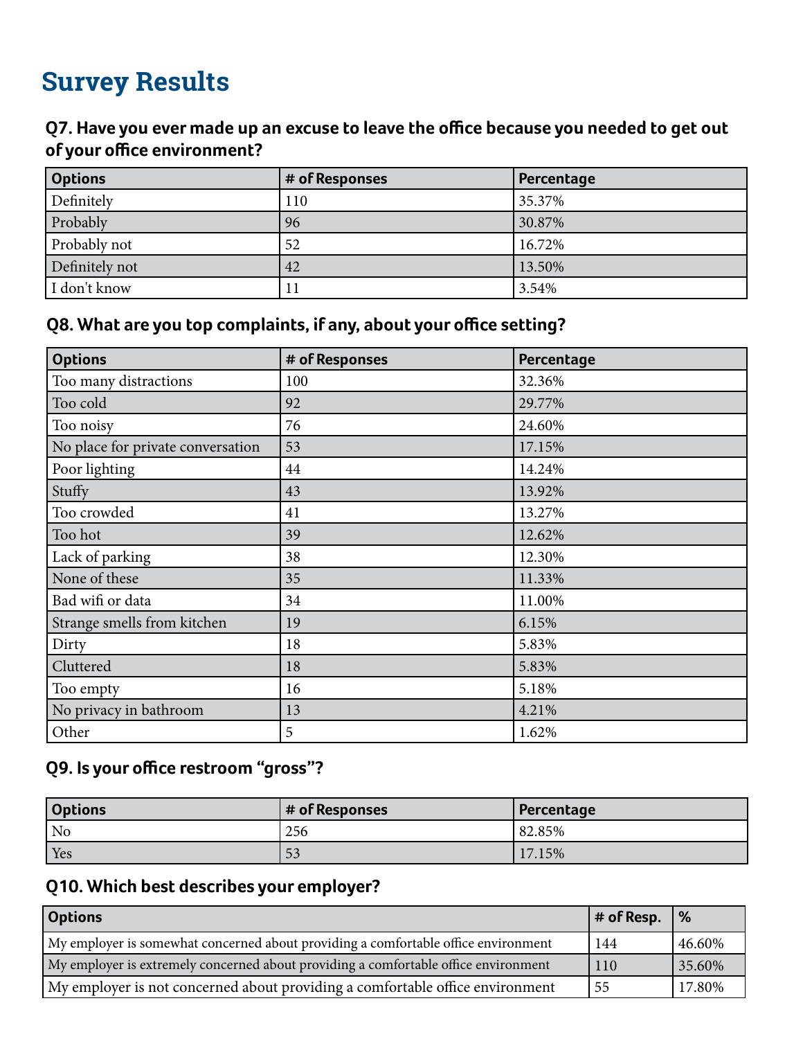# Survey Results

### Q7. Have you ever made up an excuse to leave the office because you needed to get out of your office environment?

| Options | # of Responses | Percentage |
|---|---|---|
| Definitely | 110 | 35.37% |
| Probably | 96 | 30.87% |
| Probably not | 52 | 16.72% |
| Definitely not | 42 | 13.50% |
| I don't know | 11 | 3.54% |

### Q8. What are you top complaints, if any, about your office setting?

| Options | # of Responses | Percentage |
|---|---|---|
| Too many distractions | 100 | 32.36% |
| Too cold | 92 | 29.77% |
| Too noisy | 76 | 24.60% |
| No place for private conversation | 53 | 17.15% |
| Poor lighting | 44 | 14.24% |
| Stuffy | 43 | 13.92% |
| Too crowded | 41 | 13.27% |
| Too hot | 39 | 12.62% |
| Lack of parking | 38 | 12.30% |
| None of these | 35 | 11.33% |
| Bad wifi or data | 34 | 11.00% |
| Strange smells from kitchen | 19 | 6.15% |
| Dirty | 18 | 5.83% |
| Cluttered | 18 | 5.83% |
| Too empty | 16 | 5.18% |
| No privacy in bathroom | 13 | 4.21% |
| Other | 5 | 1.62% |

### Q9. Is your office restroom "gross"?

| Options | # of Responses | Percentage |
|---|---|---|
| No | 256 | 82.85% |
| Yes | 53 | 17.15% |

### Q10. Which best describes your employer?

| Options | # of Resp. | % |
|---|---|---|
| My employer is somewhat concerned about providing a comfortable office environment | 144 | 46.60% |
| My employer is extremely concerned about providing a comfortable office environment | 110 | 35.60% |
| My employer is not concerned about providing a comfortable office environment | 55 | 17.80% |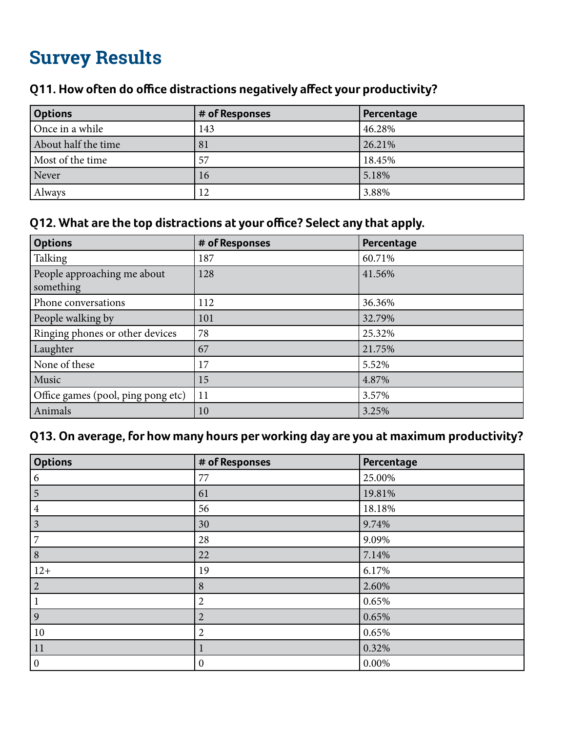# Survey Results

### Q11. How often do office distractions negatively affect your productivity?

| Options | # of Responses | Percentage |
|---|---|---|
| Once in a while | 143 | 46.28% |
| About half the time | 81 | 26.21% |
| Most of the time | 57 | 18.45% |
| Never | 16 | 5.18% |
| Always | 12 | 3.88% |

### Q12. What are the top distractions at your office? Select any that apply.

| Options | # of Responses | Percentage |
|---|---|---|
| Talking | 187 | 60.71% |
| People approaching me about something | 128 | 41.56% |
| Phone conversations | 112 | 36.36% |
| People walking by | 101 | 32.79% |
| Ringing phones or other devices | 78 | 25.32% |
| Laughter | 67 | 21.75% |
| None of these | 17 | 5.52% |
| Music | 15 | 4.87% |
| Office games (pool, ping pong etc) | 11 | 3.57% |
| Animals | 10 | 3.25% |

### Q13. On average, for how many hours per working day are you at maximum productivity?

| Options | # of Responses | Percentage |
|---|---|---|
| 6 | 77 | 25.00% |
| 5 | 61 | 19.81% |
| 4 | 56 | 18.18% |
| 3 | 30 | 9.74% |
| 7 | 28 | 9.09% |
| 8 | 22 | 7.14% |
| 12+ | 19 | 6.17% |
| 2 | 8 | 2.60% |
| 1 | 2 | 0.65% |
| 9 | 2 | 0.65% |
| 10 | 2 | 0.65% |
| 11 | 1 | 0.32% |
| 0 | 0 | 0.00% |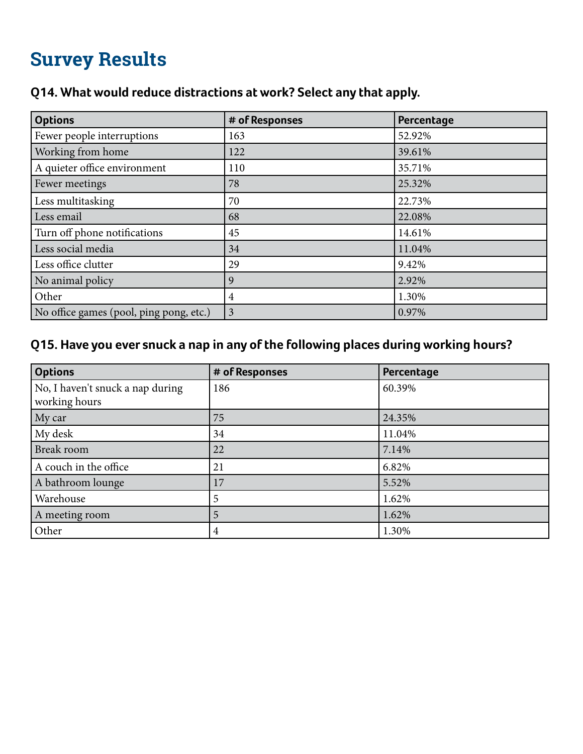# Survey Results

### Q14. What would reduce distractions at work? Select any that apply.

| Options | # of Responses | Percentage |
|---|---|---|
| Fewer people interruptions | 163 | 52.92% |
| Working from home | 122 | 39.61% |
| A quieter office environment | 110 | 35.71% |
| Fewer meetings | 78 | 25.32% |
| Less multitasking | 70 | 22.73% |
| Less email | 68 | 22.08% |
| Turn off phone notifications | 45 | 14.61% |
| Less social media | 34 | 11.04% |
| Less office clutter | 29 | 9.42% |
| No animal policy | 9 | 2.92% |
| Other | 4 | 1.30% |
| No office games (pool, ping pong, etc.) | 3 | 0.97% |

### Q15. Have you ever snuck a nap in any of the following places during working hours?

| Options | # of Responses | Percentage |
|---|---|---|
| No, I haven't snuck a nap during working hours | 186 | 60.39% |
| My car | 75 | 24.35% |
| My desk | 34 | 11.04% |
| Break room | 22 | 7.14% |
| A couch in the office | 21 | 6.82% |
| A bathroom lounge | 17 | 5.52% |
| Warehouse | 5 | 1.62% |
| A meeting room | 5 | 1.62% |
| Other | 4 | 1.30% |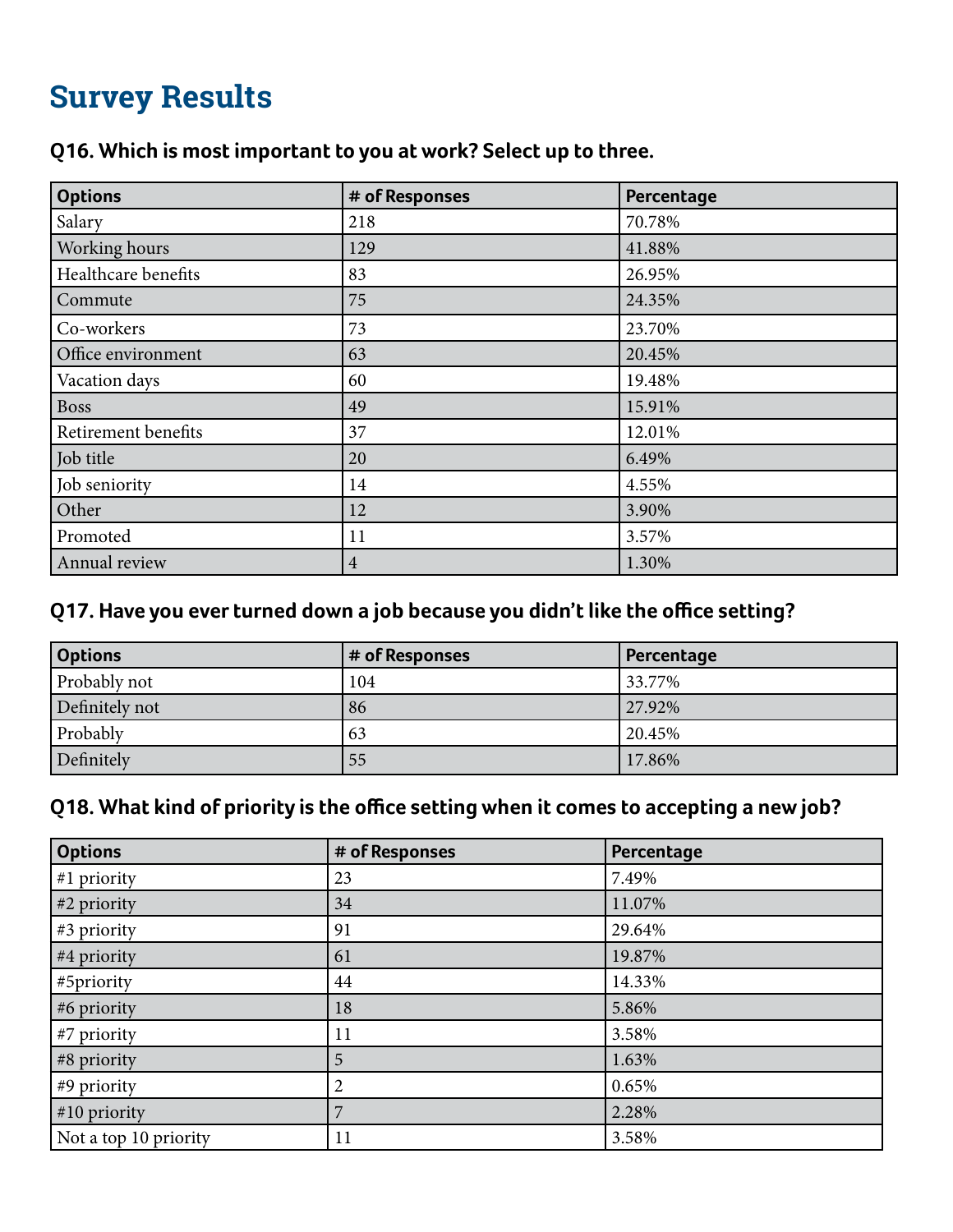# Survey Results

### Q16. Which is most important to you at work? Select up to three.

| Options | # of Responses | Percentage |
|---|---|---|
| Salary | 218 | 70.78% |
| Working hours | 129 | 41.88% |
| Healthcare benefits | 83 | 26.95% |
| Commute | 75 | 24.35% |
| Co-workers | 73 | 23.70% |
| Office environment | 63 | 20.45% |
| Vacation days | 60 | 19.48% |
| Boss | 49 | 15.91% |
| Retirement benefits | 37 | 12.01% |
| Job title | 20 | 6.49% |
| Job seniority | 14 | 4.55% |
| Other | 12 | 3.90% |
| Promoted | 11 | 3.57% |
| Annual review | 4 | 1.30% |

### Q17. Have you ever turned down a job because you didn't like the office setting?

| Options | # of Responses | Percentage |
|---|---|---|
| Probably not | 104 | 33.77% |
| Definitely not | 86 | 27.92% |
| Probably | 63 | 20.45% |
| Definitely | 55 | 17.86% |

### Q18. What kind of priority is the office setting when it comes to accepting a new job?

| Options | # of Responses | Percentage |
|---|---|---|
| #1 priority | 23 | 7.49% |
| #2 priority | 34 | 11.07% |
| #3 priority | 91 | 29.64% |
| #4 priority | 61 | 19.87% |
| #5priority | 44 | 14.33% |
| #6 priority | 18 | 5.86% |
| #7 priority | 11 | 3.58% |
| #8 priority | 5 | 1.63% |
| #9 priority | 2 | 0.65% |
| #10 priority | 7 | 2.28% |
| Not a top 10 priority | 11 | 3.58% |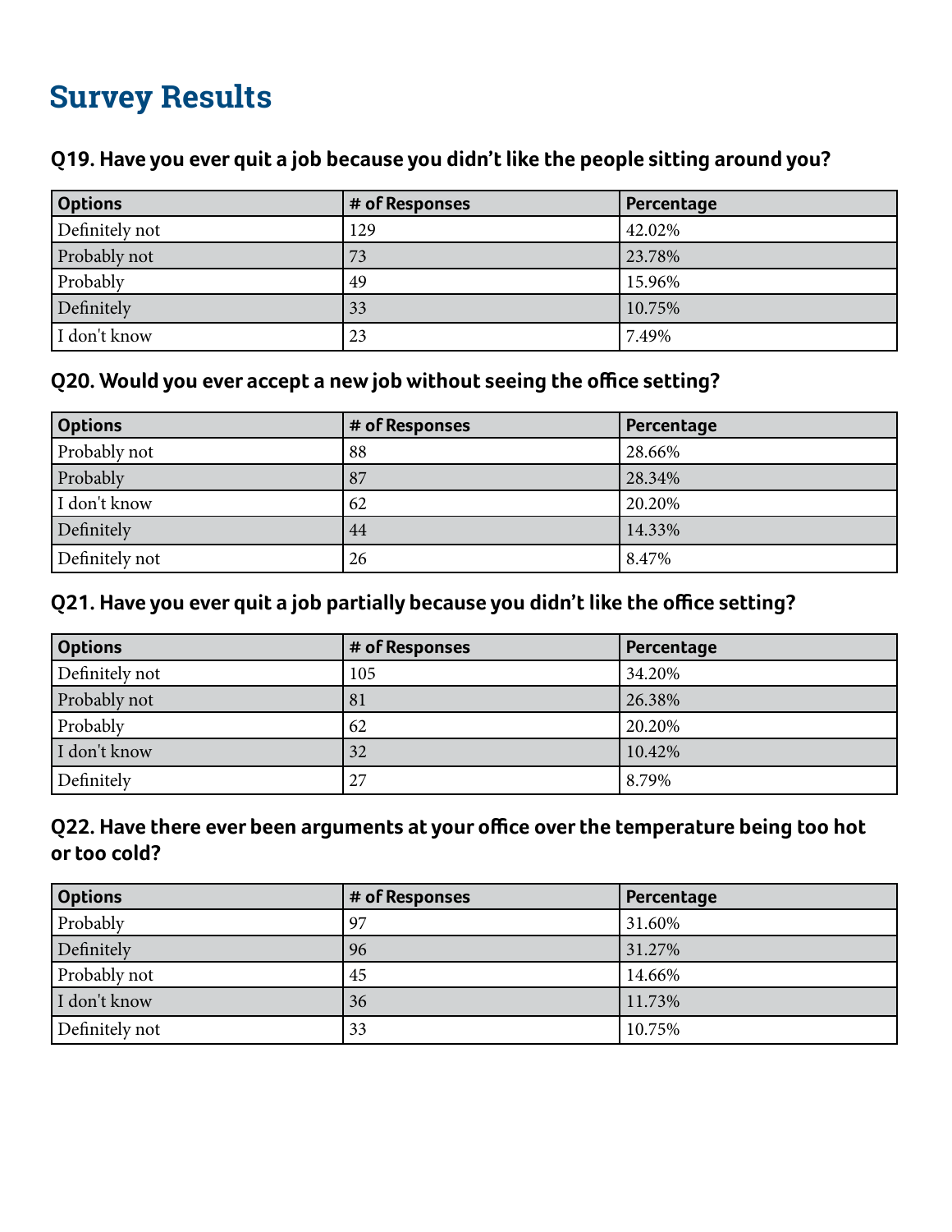# Survey Results

### Q19. Have you ever quit a job because you didn't like the people sitting around you?

| Options | # of Responses | Percentage |
|---|---|---|
| Definitely not | 129 | 42.02% |
| Probably not | 73 | 23.78% |
| Probably | 49 | 15.96% |
| Definitely | 33 | 10.75% |
| I don't know | 23 | 7.49% |

### Q20. Would you ever accept a new job without seeing the office setting?

| Options | # of Responses | Percentage |
|---|---|---|
| Probably not | 88 | 28.66% |
| Probably | 87 | 28.34% |
| I don't know | 62 | 20.20% |
| Definitely | 44 | 14.33% |
| Definitely not | 26 | 8.47% |

### Q21. Have you ever quit a job partially because you didn't like the office setting?

| Options | # of Responses | Percentage |
|---|---|---|
| Definitely not | 105 | 34.20% |
| Probably not | 81 | 26.38% |
| Probably | 62 | 20.20% |
| I don't know | 32 | 10.42% |
| Definitely | 27 | 8.79% |

### Q22. Have there ever been arguments at your office over the temperature being too hot or too cold?

| Options | # of Responses | Percentage |
|---|---|---|
| Probably | 97 | 31.60% |
| Definitely | 96 | 31.27% |
| Probably not | 45 | 14.66% |
| I don't know | 36 | 11.73% |
| Definitely not | 33 | 10.75% |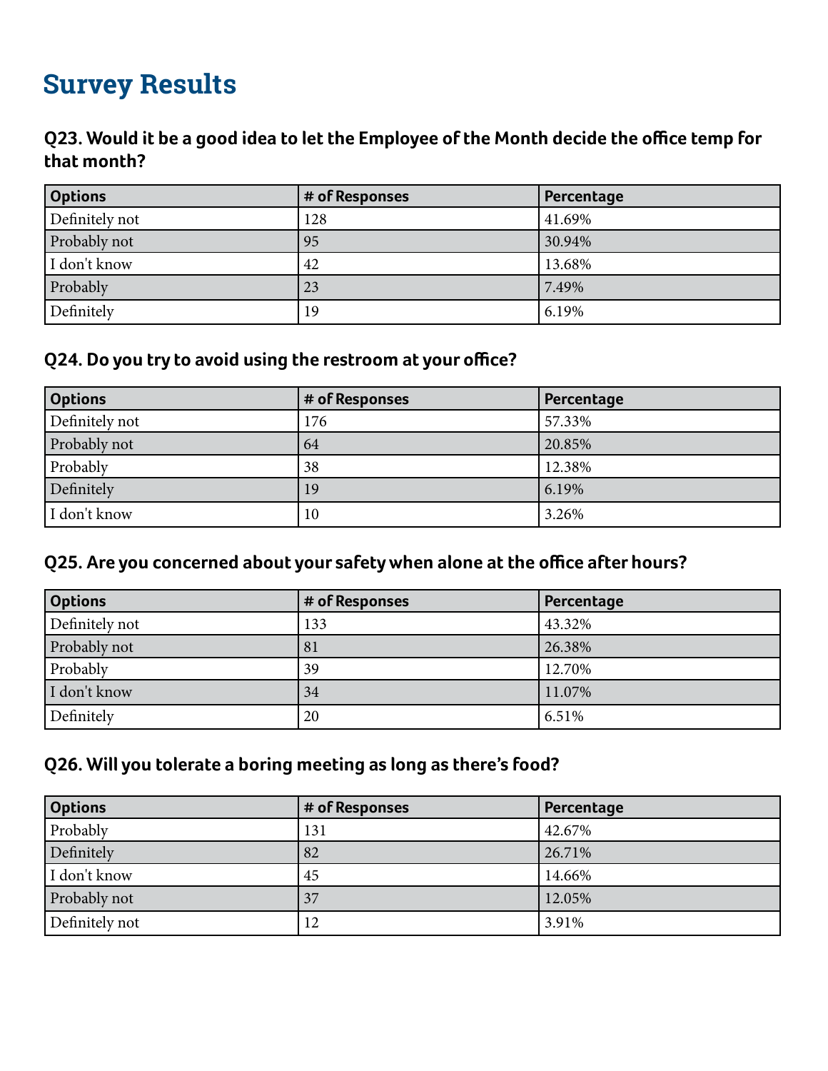# Survey Results

### Q23. Would it be a good idea to let the Employee of the Month decide the office temp for that month?

| Options | # of Responses | Percentage |
|---|---|---|
| Definitely not | 128 | 41.69% |
| Probably not | 95 | 30.94% |
| I don't know | 42 | 13.68% |
| Probably | 23 | 7.49% |
| Definitely | 19 | 6.19% |

### Q24. Do you try to avoid using the restroom at your office?

| Options | # of Responses | Percentage |
|---|---|---|
| Definitely not | 176 | 57.33% |
| Probably not | 64 | 20.85% |
| Probably | 38 | 12.38% |
| Definitely | 19 | 6.19% |
| I don't know | 10 | 3.26% |

### Q25. Are you concerned about your safety when alone at the office after hours?

| Options | # of Responses | Percentage |
|---|---|---|
| Definitely not | 133 | 43.32% |
| Probably not | 81 | 26.38% |
| Probably | 39 | 12.70% |
| I don't know | 34 | 11.07% |
| Definitely | 20 | 6.51% |

### Q26. Will you tolerate a boring meeting as long as there's food?

| Options | # of Responses | Percentage |
|---|---|---|
| Probably | 131 | 42.67% |
| Definitely | 82 | 26.71% |
| I don't know | 45 | 14.66% |
| Probably not | 37 | 12.05% |
| Definitely not | 12 | 3.91% |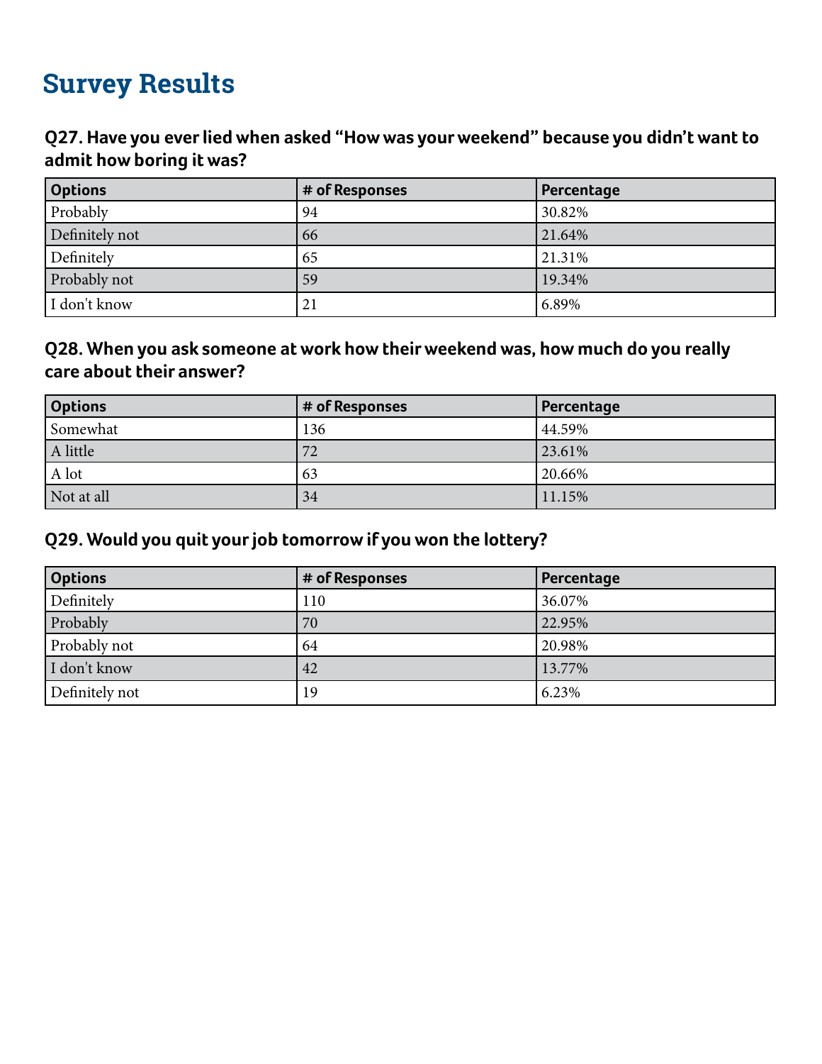# Survey Results

### Q27. Have you ever lied when asked "How was your weekend" because you didn't want to admit how boring it was?

| Options | # of Responses | Percentage |
|---|---|---|
| Probably | 94 | 30.82% |
| Definitely not | 66 | 21.64% |
| Definitely | 65 | 21.31% |
| Probably not | 59 | 19.34% |
| I don't know | 21 | 6.89% |

### Q28. When you ask someone at work how their weekend was, how much do you really care about their answer?

| Options | # of Responses | Percentage |
|---|---|---|
| Somewhat | 136 | 44.59% |
| A little | 72 | 23.61% |
| A lot | 63 | 20.66% |
| Not at all | 34 | 11.15% |

### Q29. Would you quit your job tomorrow if you won the lottery?

| Options | # of Responses | Percentage |
|---|---|---|
| Definitely | 110 | 36.07% |
| Probably | 70 | 22.95% |
| Probably not | 64 | 20.98% |
| I don't know | 42 | 13.77% |
| Definitely not | 19 | 6.23% |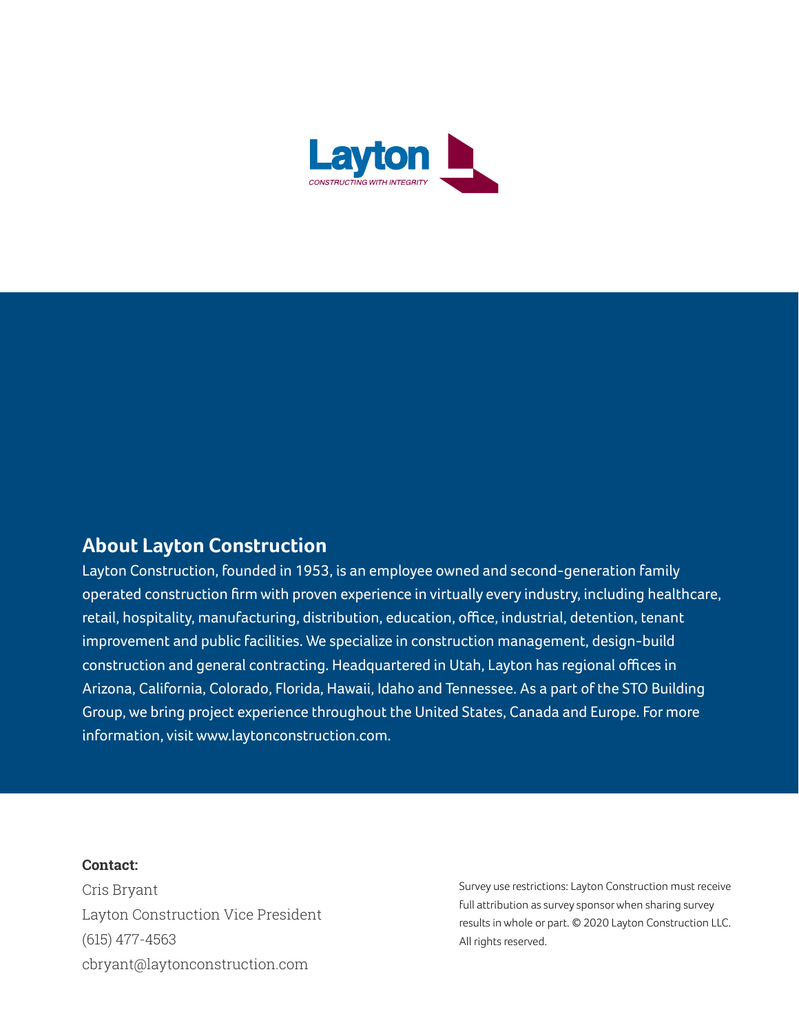Layton

CONSTRUCTING WITH INTEGRITY

## About Layton Construction

Layton Construction, founded in 1953, is an employee owned and second-generation family operated construction firm with proven experience in virtually every industry, including healthcare, retail, hospitality, manufacturing, distribution, education, office, industrial, detention, tenant improvement and public facilities. We specialize in construction management, design-build construction and general contracting. Headquartered in Utah, Layton has regional offices in Arizona, California, Colorado, Florida, Hawaii, Idaho and Tennessee. As a part of the STO Building Group, we bring project experience throughout the United States, Canada and Europe. For more information, visit www.laytonconstruction.com.

**Contact:**

Cris Bryant
Layton Construction Vice President
(615) 477-4563
cbryant@laytonconstruction.com

Survey use restrictions: Layton Construction must receive full attribution as survey sponsor when sharing survey results in whole or part. © 2020 Layton Construction LLC. All rights reserved.